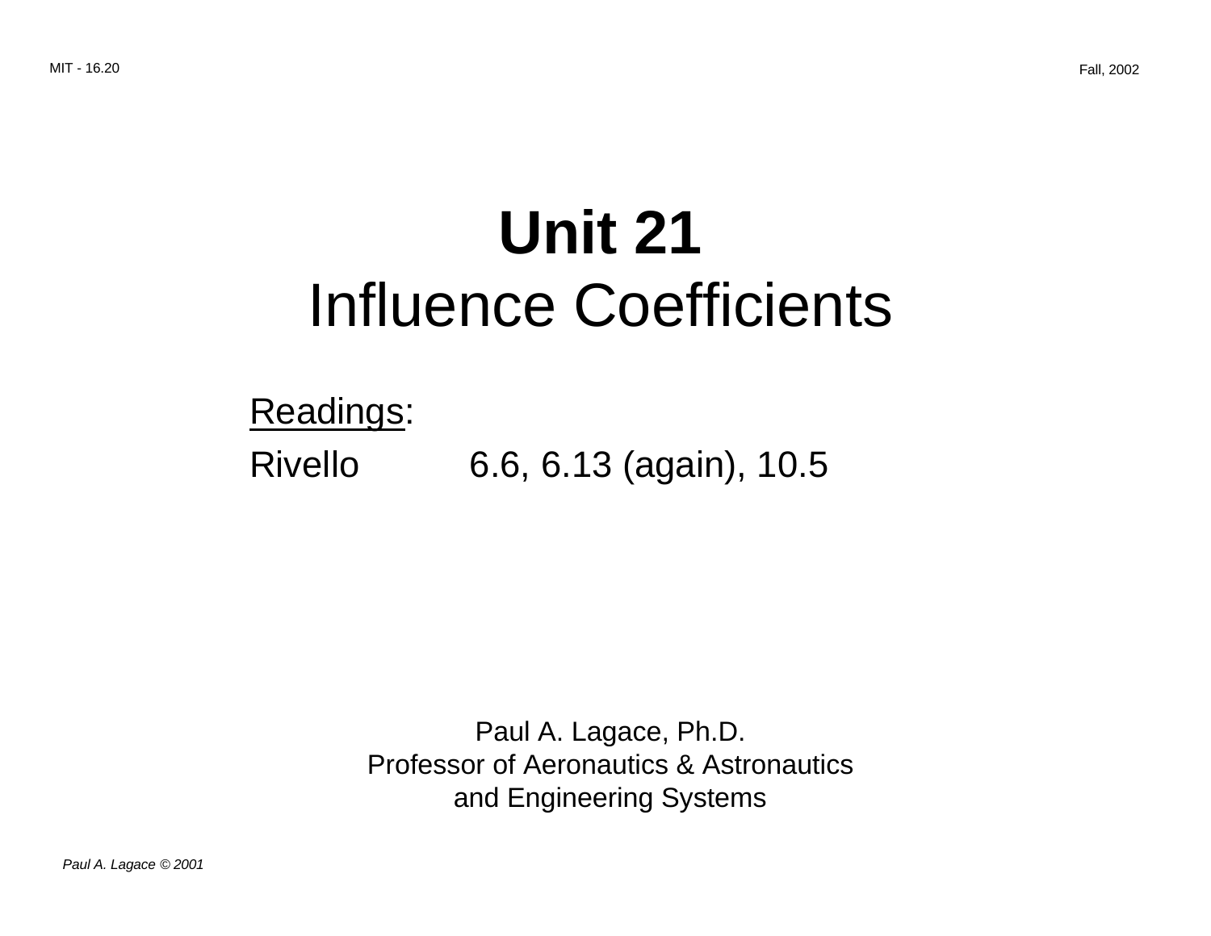# Unit 21
## Influence Coefficients

Readings:

Rivello 6.6, 6.13 (again), 10.5

Paul A. Lagace, Ph.D.
Professor of Aeronautics & Astronautics
and Engineering Systems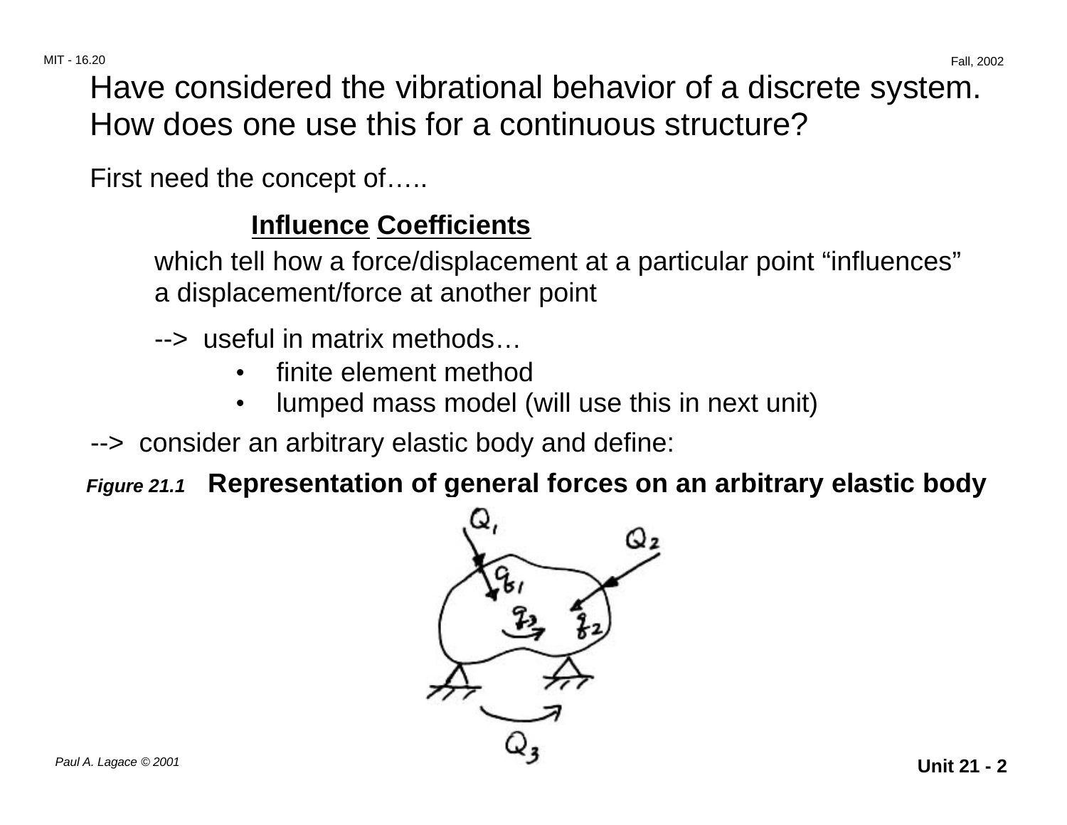# Have considered the vibrational behavior of a discrete system. How does one use this for a continuous structure?

First need the concept of…..

**Influence Coefficients**

which tell how a force/displacement at a particular point "influences" a displacement/force at another point

--> useful in matrix methods…

- finite element method
- lumped mass model (will use this in next unit)

--> consider an arbitrary elastic body and define:

***Figure 21.1*** **Representation of general forces on an arbitrary elastic body**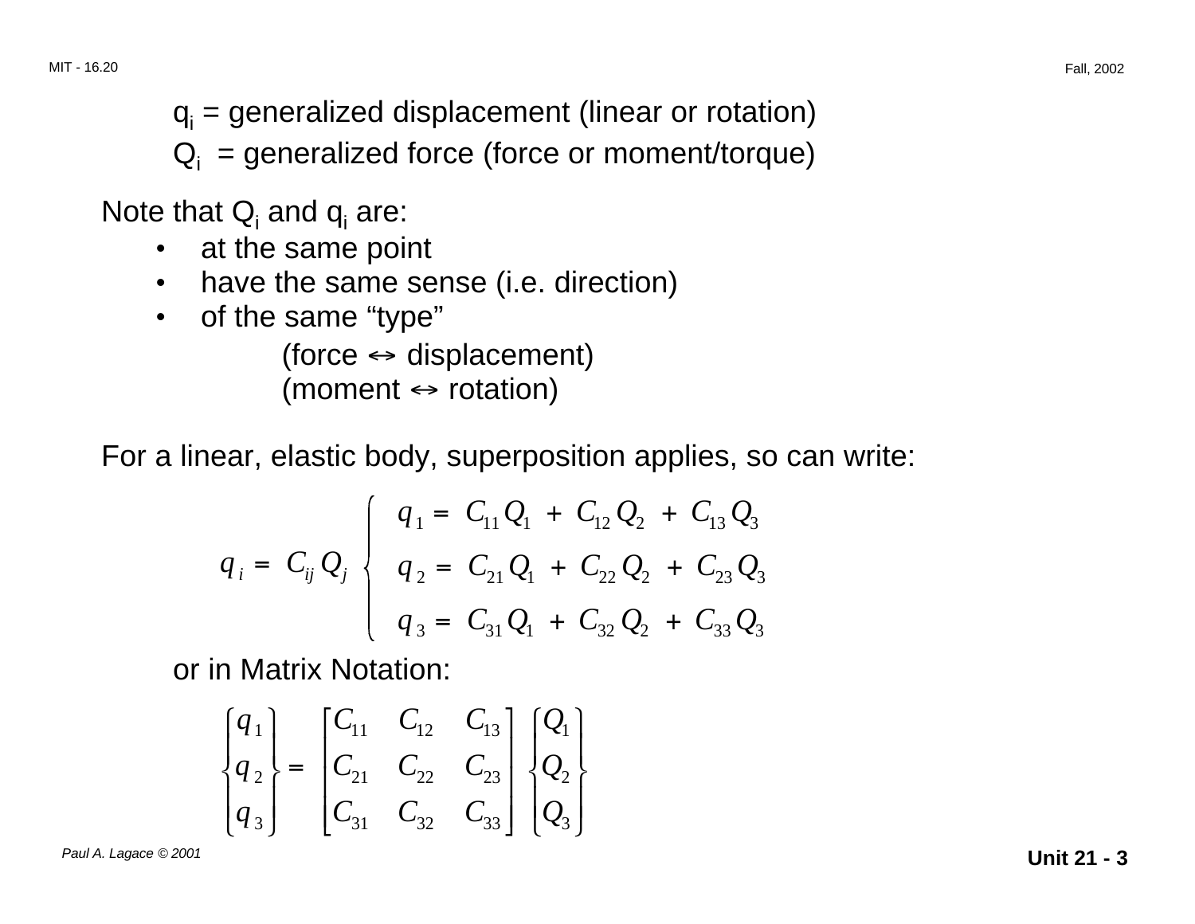$q_i$ = generalized displacement (linear or rotation)

$Q_i$ = generalized force (force or moment/torque)

Note that $Q_i$ and $q_i$ are:

- at the same point
- have the same sense (i.e. direction)
- of the same "type"

  (force ↔ displacement)

  (moment ↔ rotation)

For a linear, elastic body, superposition applies, so can write:

$$
q_i = C_{ij} Q_j \quad
\begin{cases}
q_1 = C_{11} Q_1 + C_{12} Q_2 + C_{13} Q_3 \\
q_2 = C_{21} Q_1 + C_{22} Q_2 + C_{23} Q_3 \\
q_3 = C_{31} Q_1 + C_{32} Q_2 + C_{33} Q_3
\end{cases}
$$

or in Matrix Notation:

$$
\begin{Bmatrix} q_1 \\ q_2 \\ q_3 \end{Bmatrix} =
\begin{bmatrix}
C_{11} & C_{12} & C_{13} \\
C_{21} & C_{22} & C_{23} \\
C_{31} & C_{32} & C_{33}
\end{bmatrix}
\begin{Bmatrix} Q_1 \\ Q_2 \\ Q_3 \end{Bmatrix}
$$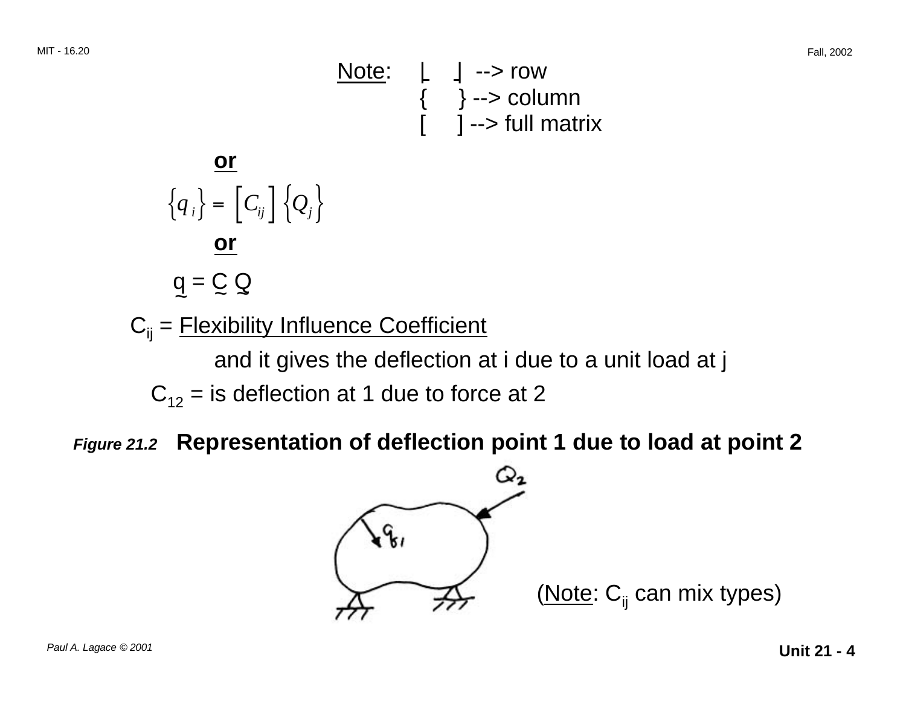Note: $\lfloor \quad \rfloor$ --> row
$\{ \quad \}$ --> column
$[ \quad ]$ --> full matrix

**or**

$$\left\{q_i\right\} = \left[C_{ij}\right]\left\{Q_j\right\}$$

**or**

$$\underset{\sim}{q} = \underset{\sim}{C}\,\underset{\sim}{Q}$$

$C_{ij}$ = Flexibility Influence Coefficient

and it gives the deflection at i due to a unit load at j

$C_{12}$ = is deflection at 1 due to force at 2

***Figure 21.2*** **Representation of deflection point 1 due to load at point 2**

(Note: $C_{ij}$ can mix types)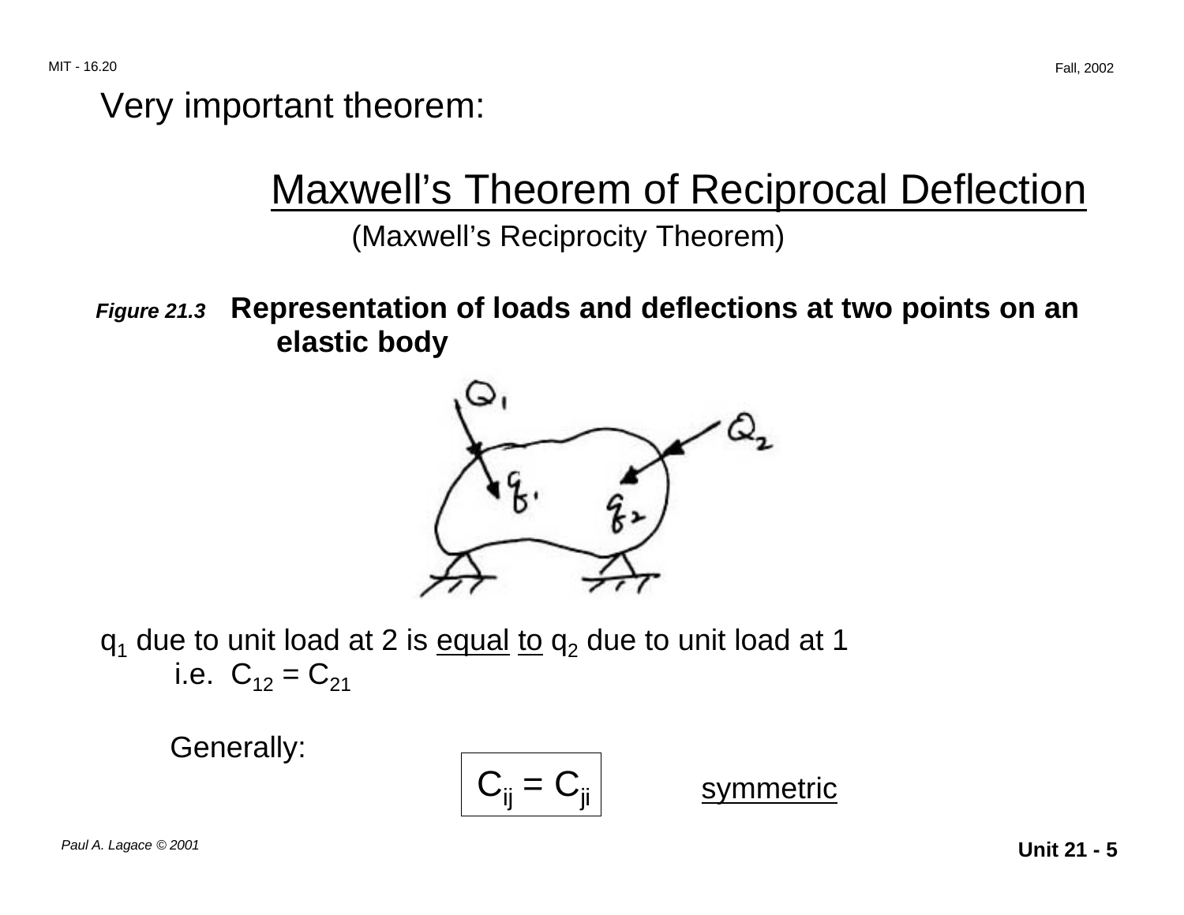Very important theorem:

## Maxwell's Theorem of Reciprocal Deflection

(Maxwell's Reciprocity Theorem)

***Figure 21.3*** **Representation of loads and deflections at two points on an elastic body**

$q_1$ due to unit load at 2 is equal to $q_2$ due to unit load at 1

i.e. $C_{12} = C_{21}$

Generally:

$$C_{ij} = C_{ji}$$

symmetric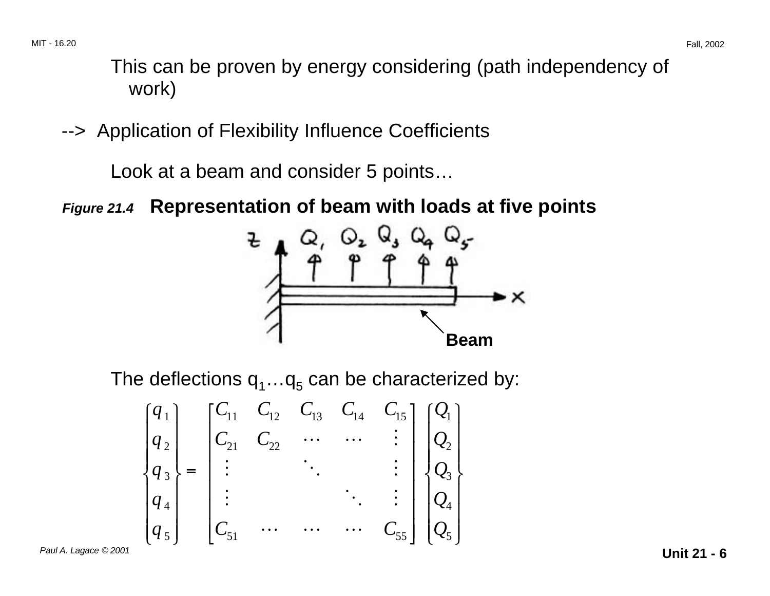This can be proven by energy considering (path independency of work)

--> Application of Flexibility Influence Coefficients

Look at a beam and consider 5 points…

***Figure 21.4*** **Representation of beam with loads at five points**

The deflections $q_1 \ldots q_5$ can be characterized by:

$$
\begin{Bmatrix} q_1 \\ q_2 \\ q_3 \\ q_4 \\ q_5 \end{Bmatrix} =
\begin{bmatrix}
C_{11} & C_{12} & C_{13} & C_{14} & C_{15} \\
C_{21} & C_{22} & \cdots & \cdots & \vdots \\
\vdots & & \ddots & & \vdots \\
\vdots & & & \ddots & \vdots \\
C_{51} & \cdots & \cdots & \cdots & C_{55}
\end{bmatrix}
\begin{Bmatrix} Q_1 \\ Q_2 \\ Q_3 \\ Q_4 \\ Q_5 \end{Bmatrix}
$$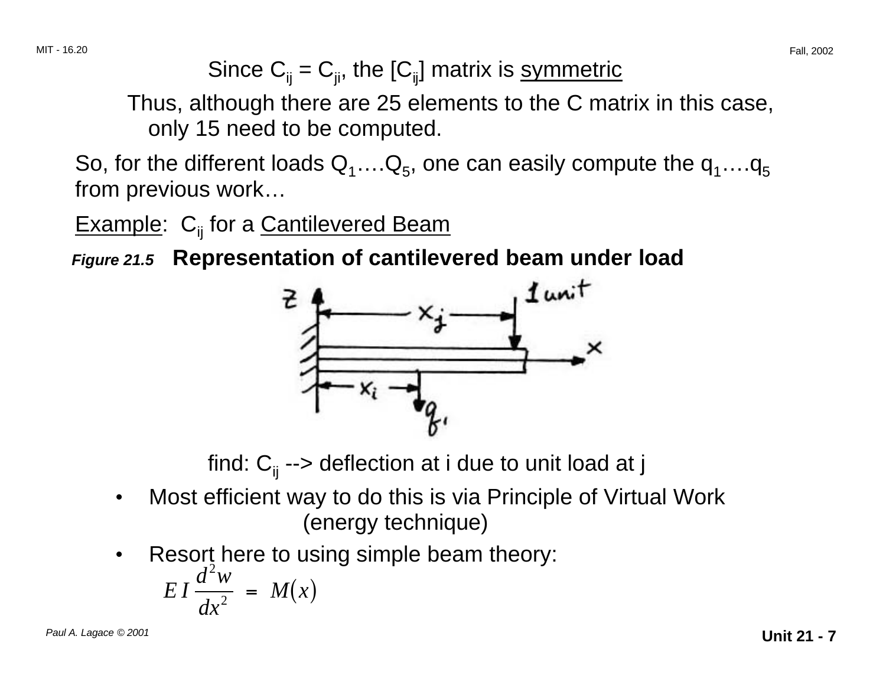Since $C_{ij} = C_{ji}$, the $[C_{ij}]$ matrix is symmetric

Thus, although there are 25 elements to the C matrix in this case, only 15 need to be computed.

So, for the different loads $Q_1 \dots Q_5$, one can easily compute the $q_1 \dots q_5$ from previous work…

Example: $C_{ij}$ for a Cantilevered Beam

***Figure 21.5*** **Representation of cantilevered beam under load**

find: $C_{ij}$ --> deflection at i due to unit load at j

- Most efficient way to do this is via Principle of Virtual Work (energy technique)
- Resort here to using simple beam theory:

$$EI \frac{d^2 w}{dx^2} = M(x)$$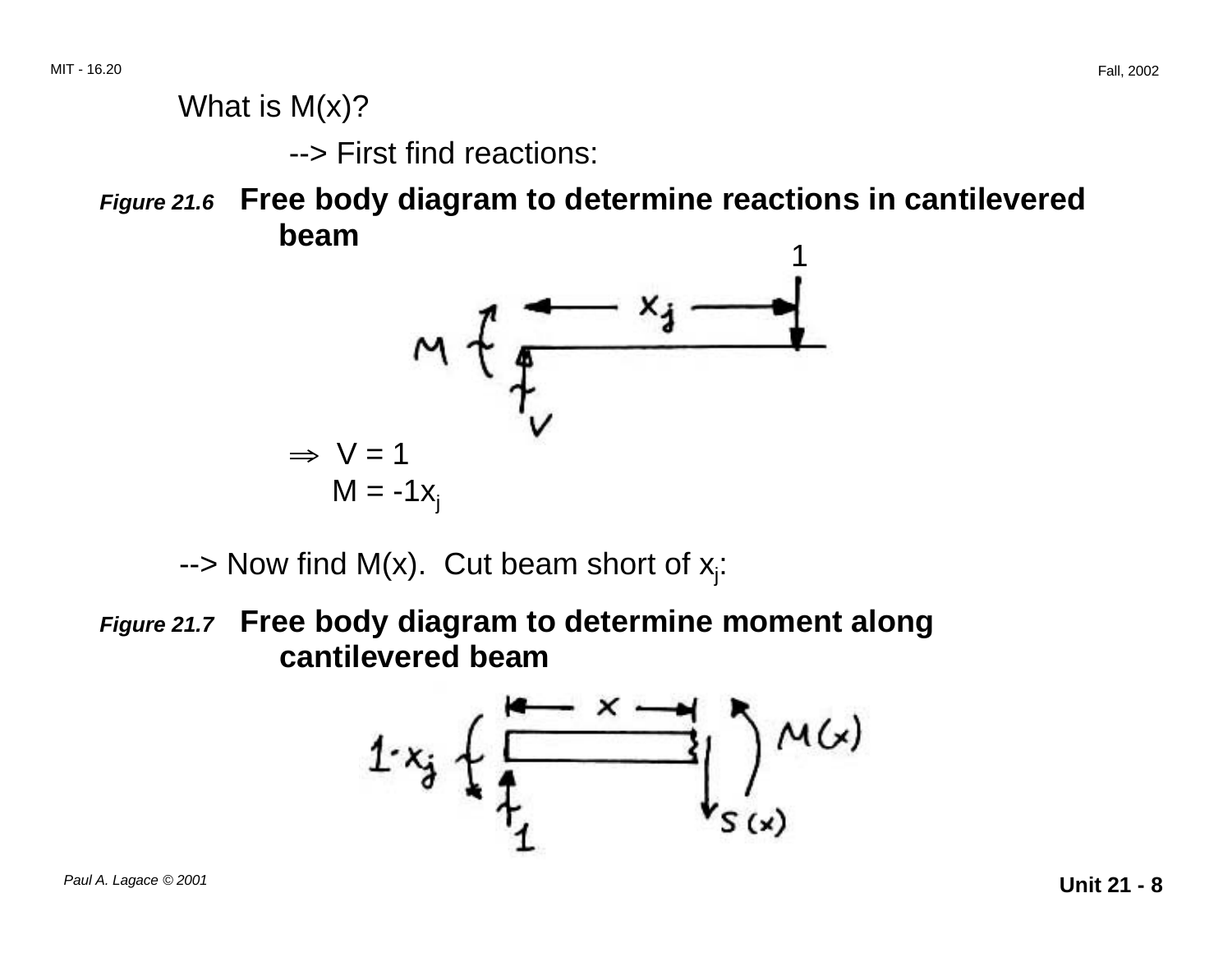What is M(x)?

--> First find reactions:

*Figure 21.6* **Free body diagram to determine reactions in cantilevered beam**

$\Rightarrow$ V = 1

M = $-1x_j$

--> Now find M(x). Cut beam short of $x_j$:

*Figure 21.7* **Free body diagram to determine moment along cantilevered beam**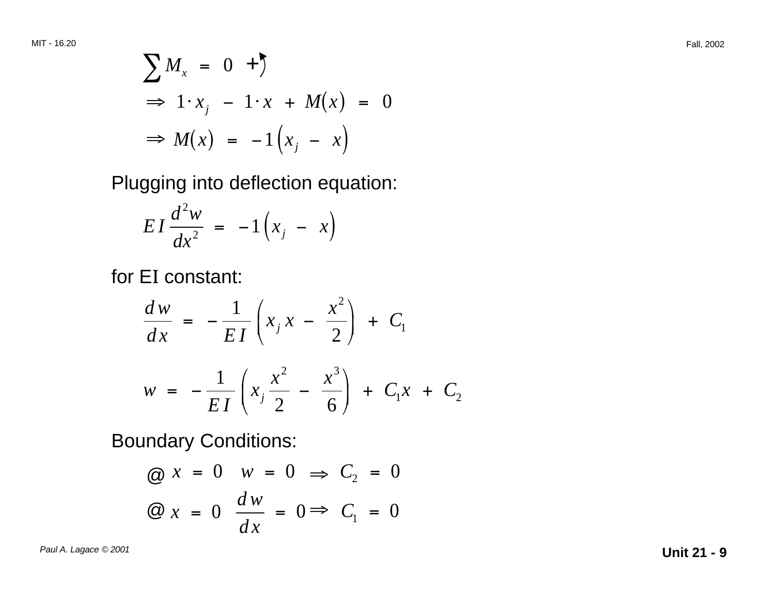$$\sum M_x = 0 \quad + \circlearrowleft$$

$$\Rightarrow 1 \cdot x_j - 1 \cdot x + M(x) = 0$$

$$\Rightarrow M(x) = -1\left(x_j - x\right)$$

Plugging into deflection equation:

$$EI \frac{d^2 w}{dx^2} = -1\left(x_j - x\right)$$

for EI constant:

$$\frac{dw}{dx} = -\frac{1}{EI}\left(x_j x - \frac{x^2}{2}\right) + C_1$$

$$w = -\frac{1}{EI}\left(x_j \frac{x^2}{2} - \frac{x^3}{6}\right) + C_1 x + C_2$$

Boundary Conditions:

@ $x = 0 \quad w = 0 \Rightarrow C_2 = 0$

@ $x = 0 \quad \dfrac{dw}{dx} = 0 \Rightarrow C_1 = 0$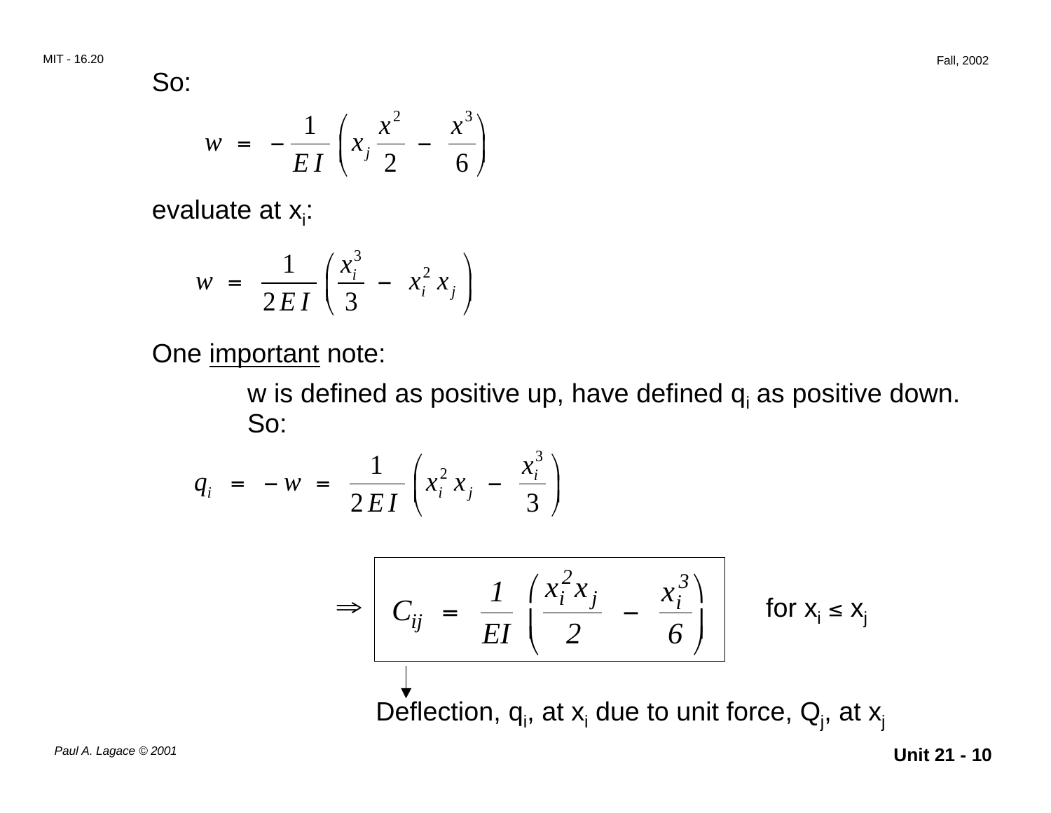So:

$$w = -\frac{1}{EI}\left(x_j \frac{x^2}{2} - \frac{x^3}{6}\right)$$

evaluate at $x_i$:

$$w = \frac{1}{2EI}\left(\frac{x_i^3}{3} - x_i^2 x_j\right)$$

One <u>important</u> note:

w is defined as positive up, have defined $q_i$ as positive down. So:

$$q_i = -w = \frac{1}{2EI}\left(x_i^2 x_j - \frac{x_i^3}{3}\right)$$

$$\Rightarrow \boxed{C_{ij} = \frac{1}{EI}\left(\frac{x_i^2 x_j}{2} - \frac{x_i^3}{6}\right)} \quad \text{for } x_i \leq x_j$$

Deflection, $q_i$, at $x_i$ due to unit force, $Q_j$, at $x_j$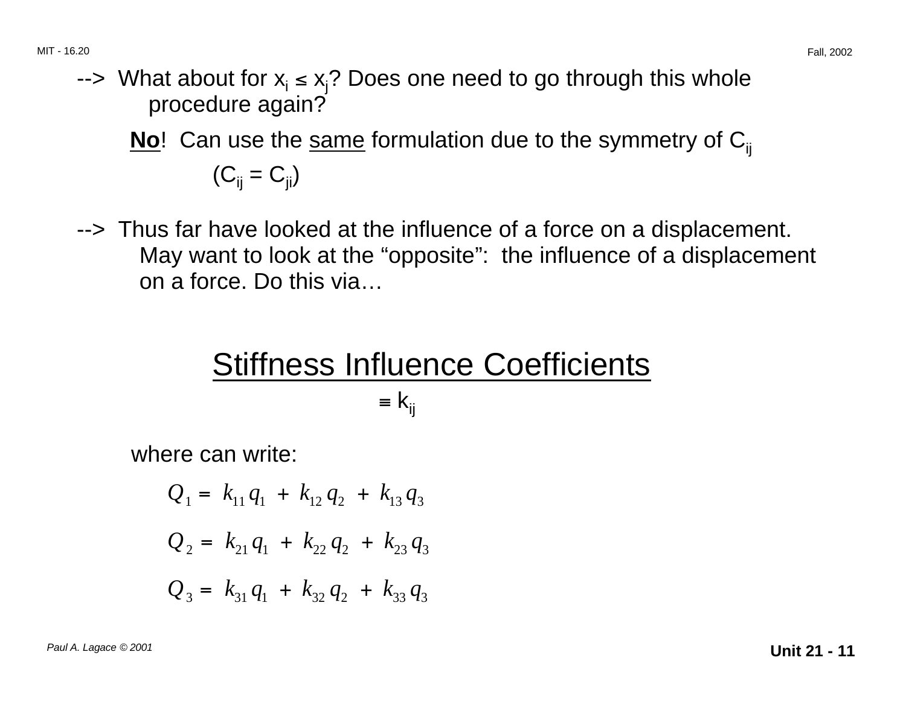--> What about for $x_i \leq x_j$? Does one need to go through this whole procedure again?

**No**! Can use the same formulation due to the symmetry of $C_{ij}$

$(C_{ij} = C_{ji})$

--> Thus far have looked at the influence of a force on a displacement. May want to look at the "opposite": the influence of a displacement on a force. Do this via…

## Stiffness Influence Coefficients

$\equiv k_{ij}$

where can write:

$$Q_1 = k_{11} q_1 + k_{12} q_2 + k_{13} q_3$$

$$Q_2 = k_{21} q_1 + k_{22} q_2 + k_{23} q_3$$

$$Q_3 = k_{31} q_1 + k_{32} q_2 + k_{33} q_3$$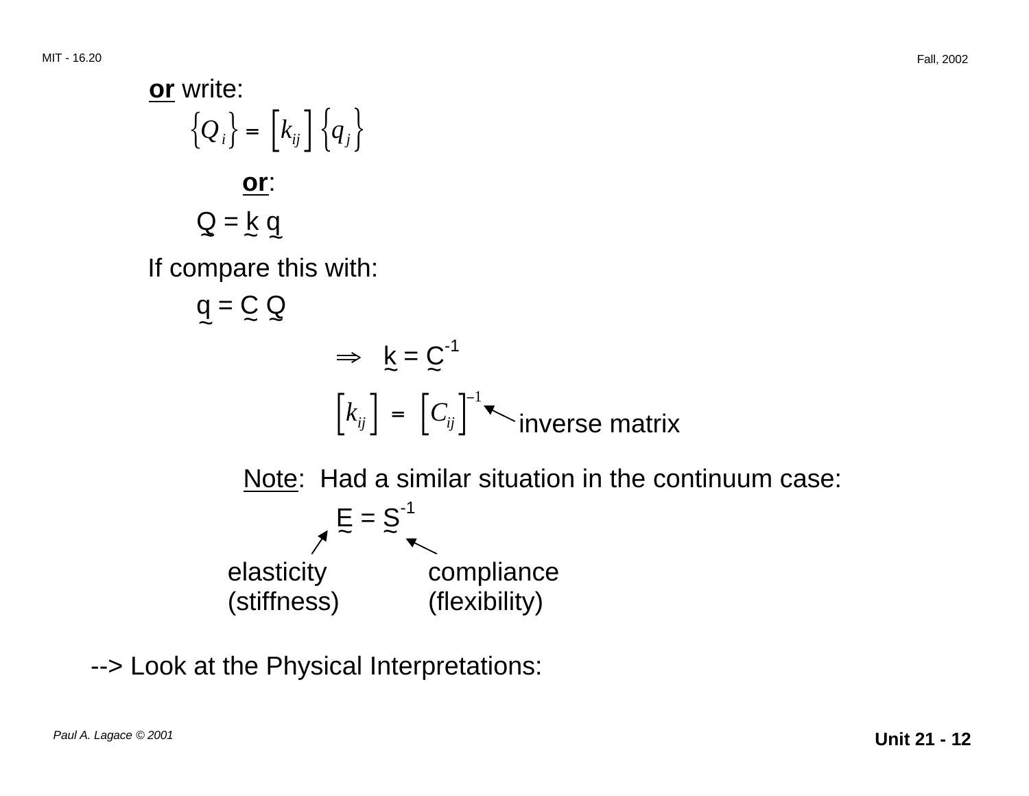**or** write:

$$\{Q_i\} = [k_{ij}]\{q_j\}$$

**or**:

$$\underset{\sim}{Q} = \underset{\sim}{k}\,\underset{\sim}{q}$$

If compare this with:

$$\underset{\sim}{q} = \underset{\sim}{C}\,\underset{\sim}{Q}$$

$$\Rightarrow \quad \underset{\sim}{k} = \underset{\sim}{C}^{-1}$$

$$[k_{ij}] = [C_{ij}]^{-1}$$

← inverse matrix

Note: Had a similar situation in the continuum case:

$$\underset{\sim}{E} = \underset{\sim}{S}^{-1}$$

$\underset{\sim}{E}$: elasticity (stiffness)

$\underset{\sim}{S}$: compliance (flexibility)

--> Look at the Physical Interpretations: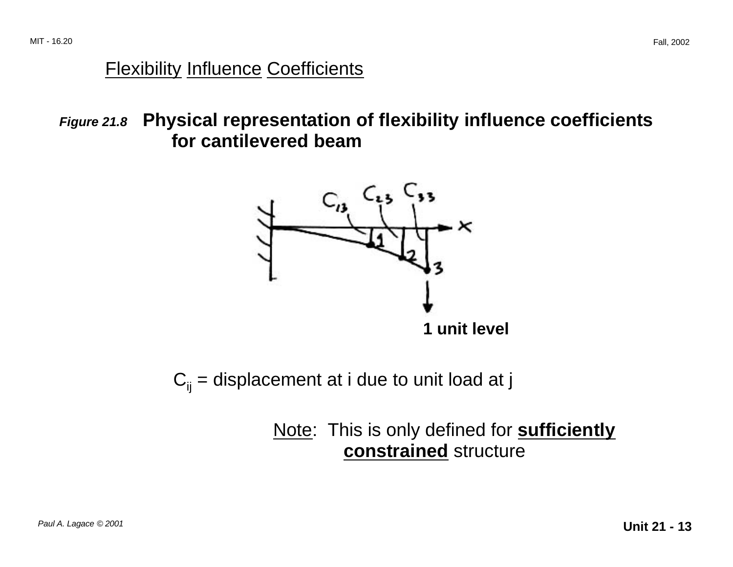## Flexibility Influence Coefficients

***Figure 21.8*** **Physical representation of flexibility influence coefficients for cantilevered beam**

**1 unit level**

$C_{ij}$ = displacement at i due to unit load at j

Note: This is only defined for **sufficiently constrained** structure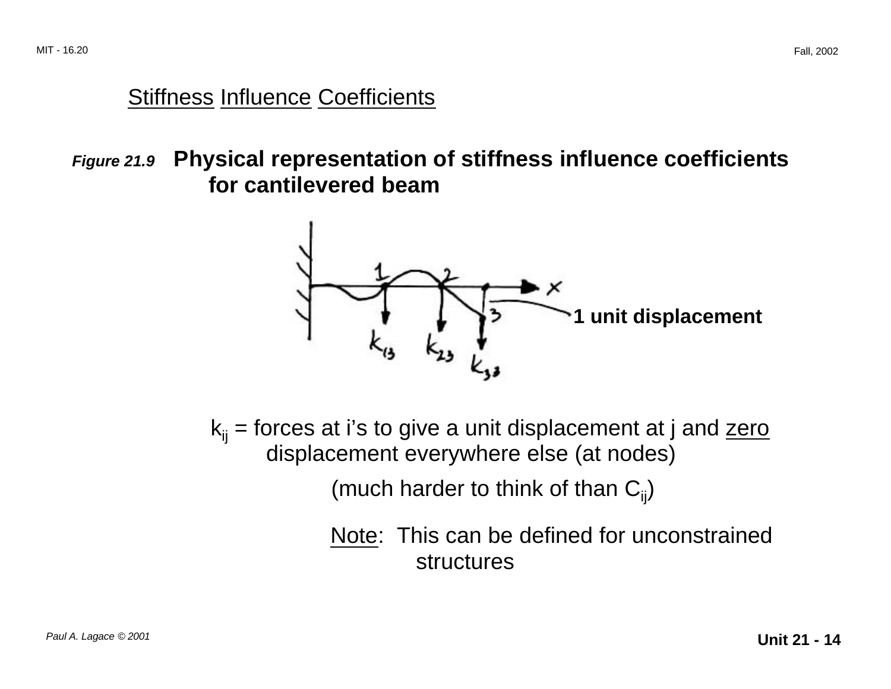## Stiffness Influence Coefficients

*Figure 21.9* **Physical representation of stiffness influence coefficients for cantilevered beam**

**1 unit displacement**

$k_{ij}$ = forces at i's to give a unit displacement at j and zero displacement everywhere else (at nodes)

(much harder to think of than $C_{ij}$)

Note: This can be defined for unconstrained structures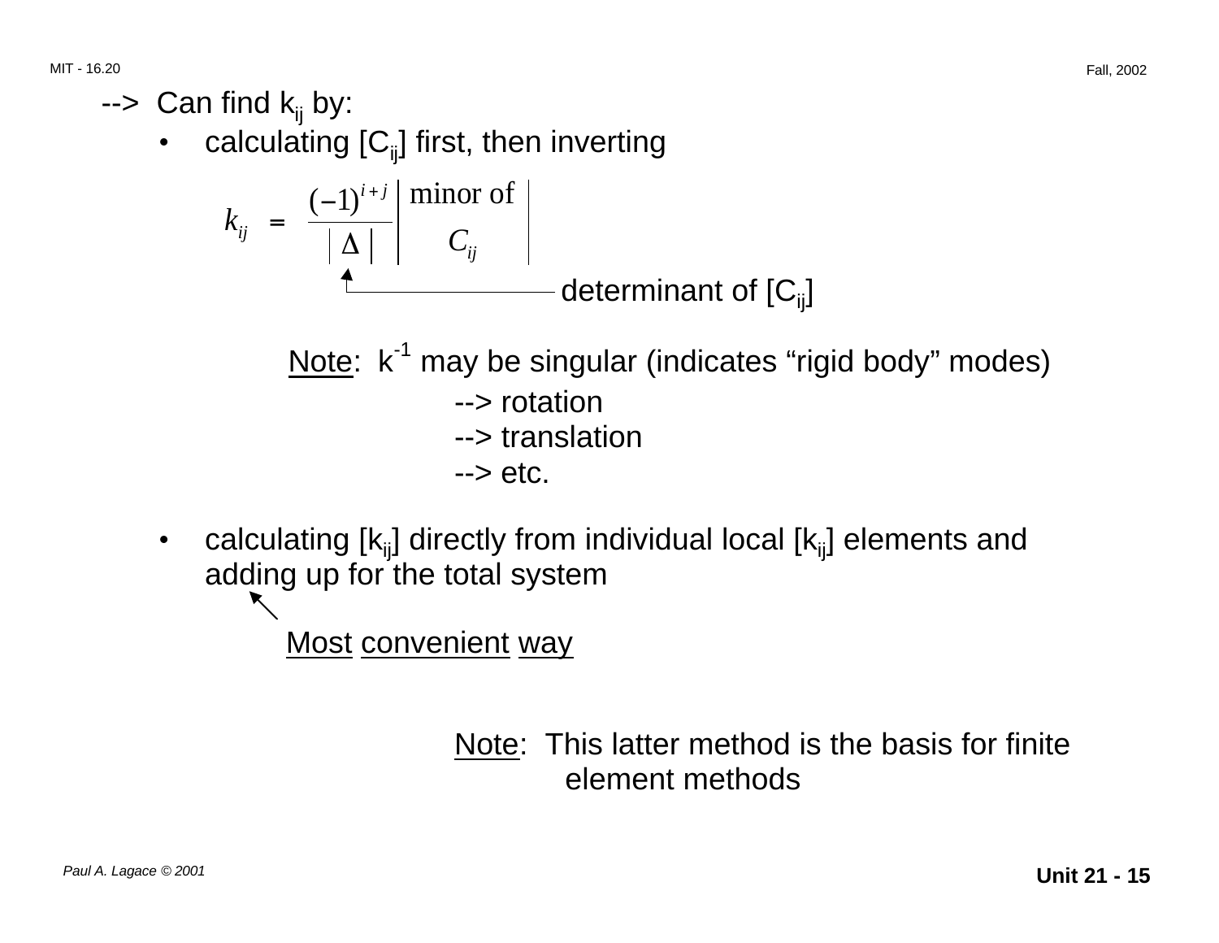--> Can find $k_{ij}$ by:

- calculating $[C_{ij}]$ first, then inverting

$$k_{ij} = \frac{(-1)^{i+j}}{|\Delta|} \left| \begin{matrix} \text{minor of} \\ C_{ij} \end{matrix} \right|$$

$|\Delta|$ — determinant of $[C_{ij}]$

<u>Note</u>: $k^{-1}$ may be singular (indicates "rigid body" modes)

--> rotation
--> translation
--> etc.

- calculating $[k_{ij}]$ directly from individual local $[k_{ij}]$ elements and adding up for the total system

<u>Most</u> <u>convenient</u> <u>way</u>

<u>Note</u>: This latter method is the basis for finite element methods